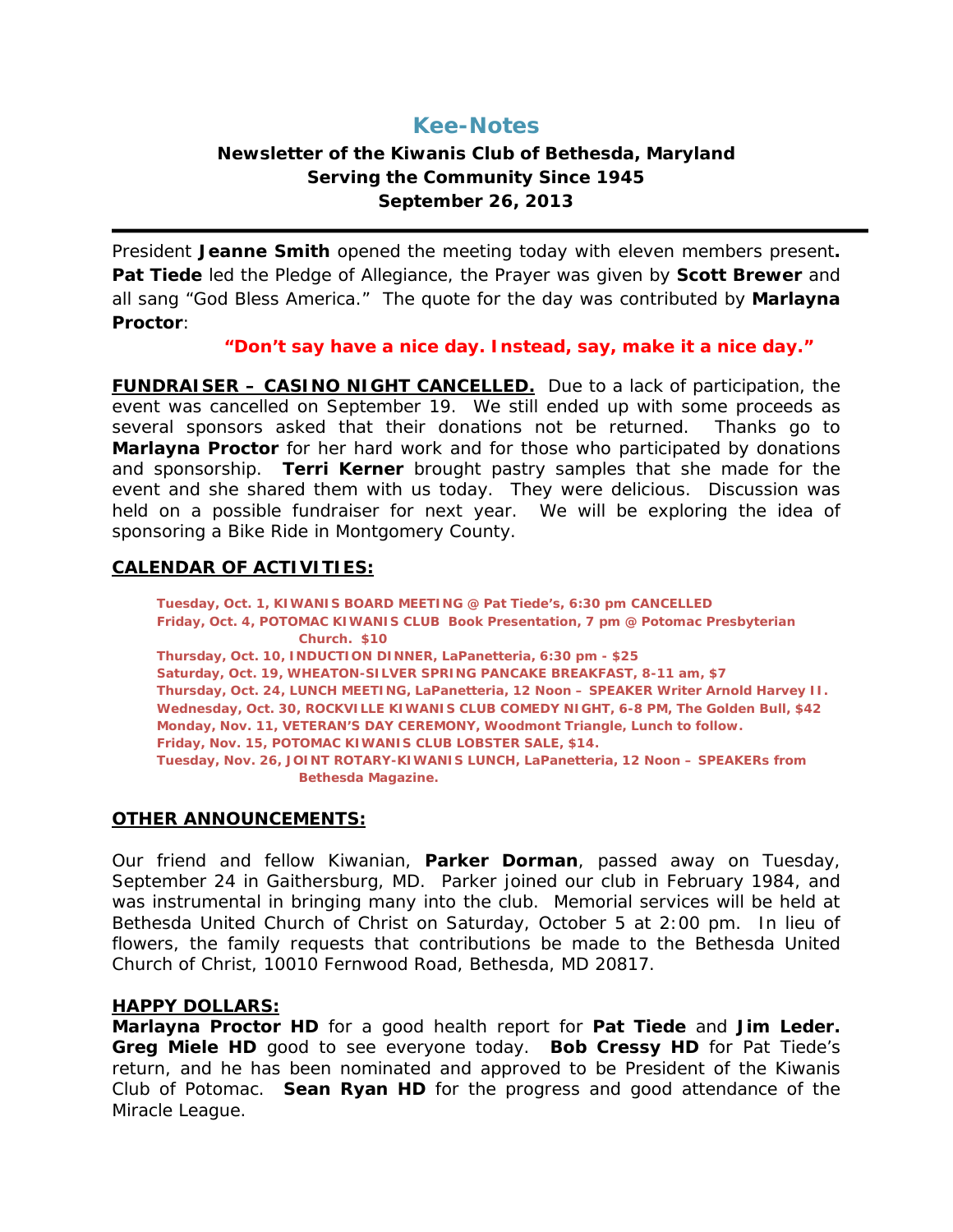# Kee-Notes

**Newsletter of the Kiwanis Club of Bethesda, Maryland**
**Serving the Community Since 1945**
**September 26, 2013**

---

President **Jeanne Smith** opened the meeting today with eleven members present**.** **Pat Tiede** led the Pledge of Allegiance, the Prayer was given by **Scott Brewer** and all sang "God Bless America." The quote for the day was contributed by **Marlayna Proctor**:

**"Don't say have a nice day. Instead, say, make it a nice day."**

**FUNDRAISER – CASINO NIGHT CANCELLED.** Due to a lack of participation, the event was cancelled on September 19. We still ended up with some proceeds as several sponsors asked that their donations not be returned. Thanks go to **Marlayna Proctor** for her hard work and for those who participated by donations and sponsorship. **Terri Kerner** brought pastry samples that she made for the event and she shared them with us today. They were delicious. Discussion was held on a possible fundraiser for next year. We will be exploring the idea of sponsoring a Bike Ride in Montgomery County.

## CALENDAR OF ACTIVITIES:

**Tuesday, Oct. 1, KIWANIS BOARD MEETING @ Pat Tiede's, 6:30 pm CANCELLED**
**Friday, Oct. 4, POTOMAC KIWANIS CLUB Book Presentation, 7 pm @ Potomac Presbyterian Church. $10**
**Thursday, Oct. 10, INDUCTION DINNER, LaPanetteria, 6:30 pm - $25**
**Saturday, Oct. 19, WHEATON-SILVER SPRING PANCAKE BREAKFAST, 8-11 am, $7**
**Thursday, Oct. 24, LUNCH MEETING, LaPanetteria, 12 Noon – SPEAKER Writer Arnold Harvey II.**
**Wednesday, Oct. 30, ROCKVILLE KIWANIS CLUB COMEDY NIGHT, 6-8 PM, The Golden Bull, $42**
**Monday, Nov. 11, VETERAN'S DAY CEREMONY, Woodmont Triangle, Lunch to follow.**
**Friday, Nov. 15, POTOMAC KIWANIS CLUB LOBSTER SALE, $14.**
**Tuesday, Nov. 26, JOINT ROTARY-KIWANIS LUNCH, LaPanetteria, 12 Noon – SPEAKERs from Bethesda Magazine.**

## OTHER ANNOUNCEMENTS:

Our friend and fellow Kiwanian, **Parker Dorman**, passed away on Tuesday, September 24 in Gaithersburg, MD. Parker joined our club in February 1984, and was instrumental in bringing many into the club. Memorial services will be held at Bethesda United Church of Christ on Saturday, October 5 at 2:00 pm. In lieu of flowers, the family requests that contributions be made to the Bethesda United Church of Christ, 10010 Fernwood Road, Bethesda, MD 20817.

## HAPPY DOLLARS:

**Marlayna Proctor HD** for a good health report for **Pat Tiede** and **Jim Leder. Greg Miele HD** good to see everyone today. **Bob Cressy HD** for Pat Tiede's return, and he has been nominated and approved to be President of the Kiwanis Club of Potomac. **Sean Ryan HD** for the progress and good attendance of the Miracle League.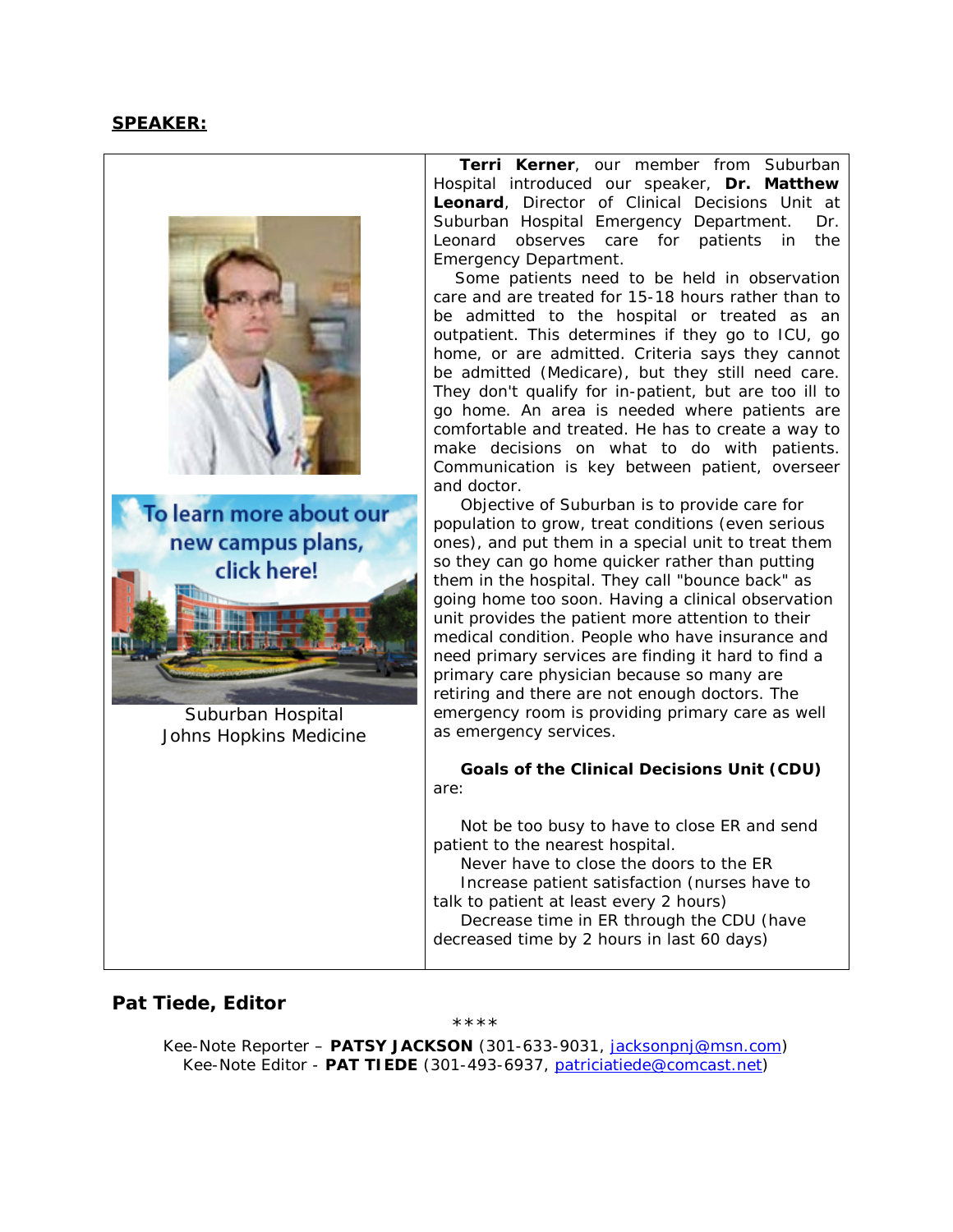**SPEAKER:**

To learn more about our new campus plans, click here!

Suburban Hospital
Johns Hopkins Medicine

**Terri Kerner**, our member from Suburban Hospital introduced our speaker, **Dr. Matthew Leonard**, Director of Clinical Decisions Unit at Suburban Hospital Emergency Department. Dr. Leonard observes care for patients in the Emergency Department.

Some patients need to be held in observation care and are treated for 15-18 hours rather than to be admitted to the hospital or treated as an outpatient. This determines if they go to ICU, go home, or are admitted. Criteria says they cannot be admitted (Medicare), but they still need care. They don't qualify for in-patient, but are too ill to go home. An area is needed where patients are comfortable and treated. He has to create a way to make decisions on what to do with patients. Communication is key between patient, overseer and doctor.

Objective of Suburban is to provide care for population to grow, treat conditions (even serious ones), and put them in a special unit to treat them so they can go home quicker rather than putting them in the hospital. They call "bounce back" as going home too soon. Having a clinical observation unit provides the patient more attention to their medical condition. People who have insurance and need primary services are finding it hard to find a primary care physician because so many are retiring and there are not enough doctors. The emergency room is providing primary care as well as emergency services.

**Goals of the Clinical Decisions Unit (CDU)** are:

Not be too busy to have to close ER and send patient to the nearest hospital.

Never have to close the doors to the ER

Increase patient satisfaction (nurses have to talk to patient at least every 2 hours)

Decrease time in ER through the CDU (have decreased time by 2 hours in last 60 days)

**Pat Tiede, Editor**

****

Kee-Note Reporter – **PATSY JACKSON** (301-633-9031, jacksonpnj@msn.com)
Kee-Note Editor - **PAT TIEDE** (301-493-6937, patriciatiede@comcast.net)